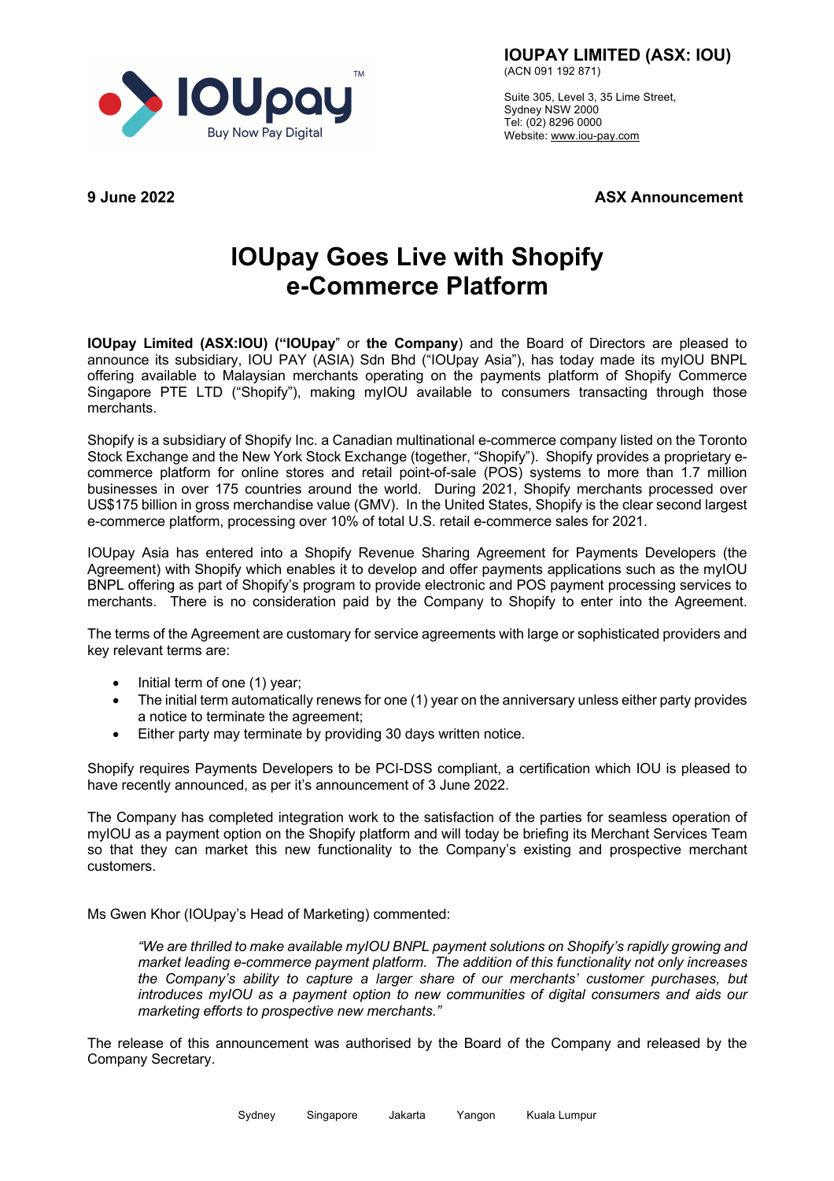**IOUPAY LIMITED (ASX: IOU)**
(ACN 091 192 871)

Suite 305, Level 3, 35 Lime Street,
Sydney NSW 2000
Tel: (02) 8296 0000
Website: www.iou-pay.com

**9 June 2022** **ASX Announcement**

# IOUpay Goes Live with Shopify e-Commerce Platform

**IOUpay Limited (ASX:IOU) ("IOUpay"** or **the Company**) and the Board of Directors are pleased to announce its subsidiary, IOU PAY (ASIA) Sdn Bhd ("IOUpay Asia"), has today made its myIOU BNPL offering available to Malaysian merchants operating on the payments platform of Shopify Commerce Singapore PTE LTD ("Shopify"), making myIOU available to consumers transacting through those merchants.

Shopify is a subsidiary of Shopify Inc. a Canadian multinational e-commerce company listed on the Toronto Stock Exchange and the New York Stock Exchange (together, "Shopify"). Shopify provides a proprietary e-commerce platform for online stores and retail point-of-sale (POS) systems to more than 1.7 million businesses in over 175 countries around the world. During 2021, Shopify merchants processed over US$175 billion in gross merchandise value (GMV). In the United States, Shopify is the clear second largest e-commerce platform, processing over 10% of total U.S. retail e-commerce sales for 2021.

IOUpay Asia has entered into a Shopify Revenue Sharing Agreement for Payments Developers (the Agreement) with Shopify which enables it to develop and offer payments applications such as the myIOU BNPL offering as part of Shopify's program to provide electronic and POS payment processing services to merchants. There is no consideration paid by the Company to Shopify to enter into the Agreement.

The terms of the Agreement are customary for service agreements with large or sophisticated providers and key relevant terms are:

- Initial term of one (1) year;
- The initial term automatically renews for one (1) year on the anniversary unless either party provides a notice to terminate the agreement;
- Either party may terminate by providing 30 days written notice.

Shopify requires Payments Developers to be PCI-DSS compliant, a certification which IOU is pleased to have recently announced, as per it's announcement of 3 June 2022.

The Company has completed integration work to the satisfaction of the parties for seamless operation of myIOU as a payment option on the Shopify platform and will today be briefing its Merchant Services Team so that they can market this new functionality to the Company's existing and prospective merchant customers.

Ms Gwen Khor (IOUpay's Head of Marketing) commented:

> *"We are thrilled to make available myIOU BNPL payment solutions on Shopify's rapidly growing and market leading e-commerce payment platform. The addition of this functionality not only increases the Company's ability to capture a larger share of our merchants' customer purchases, but introduces myIOU as a payment option to new communities of digital consumers and aids our marketing efforts to prospective new merchants."*

The release of this announcement was authorised by the Board of the Company and released by the Company Secretary.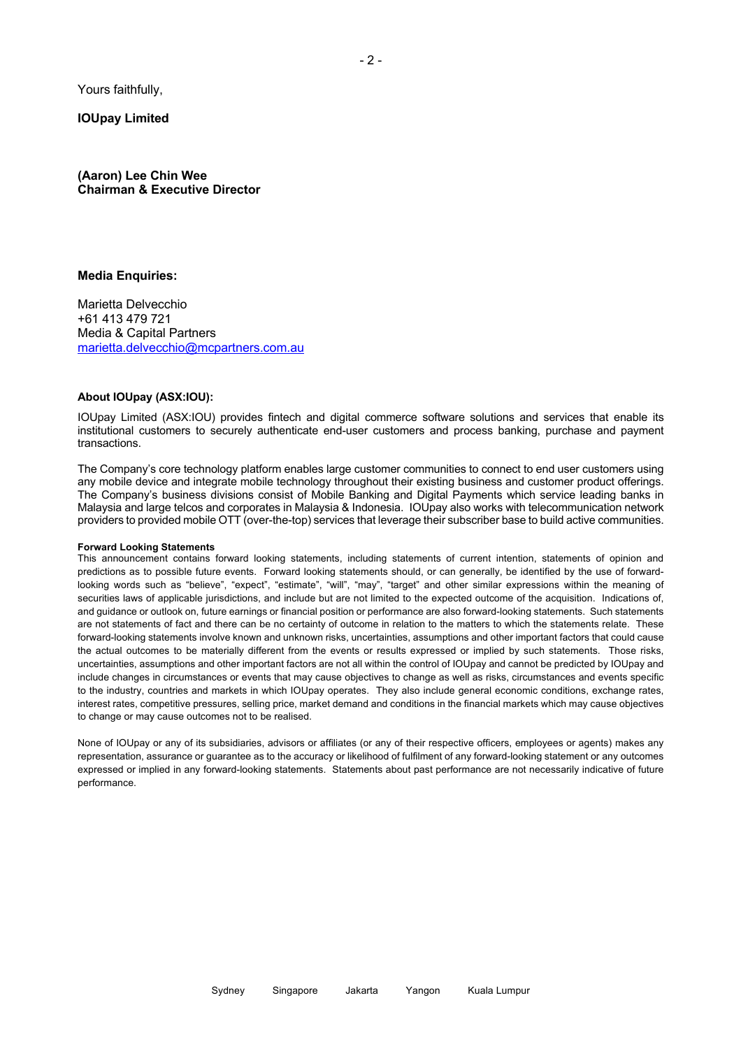Yours faithfully,

**IOUpay Limited**

**(Aaron) Lee Chin Wee**
**Chairman & Executive Director**

**Media Enquiries:**

Marietta Delvecchio
+61 413 479 721
Media & Capital Partners
marietta.delvecchio@mcpartners.com.au

**About IOUpay (ASX:IOU):**

IOUpay Limited (ASX:IOU) provides fintech and digital commerce software solutions and services that enable its institutional customers to securely authenticate end-user customers and process banking, purchase and payment transactions.

The Company's core technology platform enables large customer communities to connect to end user customers using any mobile device and integrate mobile technology throughout their existing business and customer product offerings. The Company's business divisions consist of Mobile Banking and Digital Payments which service leading banks in Malaysia and large telcos and corporates in Malaysia & Indonesia. IOUpay also works with telecommunication network providers to provided mobile OTT (over-the-top) services that leverage their subscriber base to build active communities.

**Forward Looking Statements**

This announcement contains forward looking statements, including statements of current intention, statements of opinion and predictions as to possible future events. Forward looking statements should, or can generally, be identified by the use of forward-looking words such as "believe", "expect", "estimate", "will", "may", "target" and other similar expressions within the meaning of securities laws of applicable jurisdictions, and include but are not limited to the expected outcome of the acquisition. Indications of, and guidance or outlook on, future earnings or financial position or performance are also forward-looking statements. Such statements are not statements of fact and there can be no certainty of outcome in relation to the matters to which the statements relate. These forward-looking statements involve known and unknown risks, uncertainties, assumptions and other important factors that could cause the actual outcomes to be materially different from the events or results expressed or implied by such statements. Those risks, uncertainties, assumptions and other important factors are not all within the control of IOUpay and cannot be predicted by IOUpay and include changes in circumstances or events that may cause objectives to change as well as risks, circumstances and events specific to the industry, countries and markets in which IOUpay operates. They also include general economic conditions, exchange rates, interest rates, competitive pressures, selling price, market demand and conditions in the financial markets which may cause objectives to change or may cause outcomes not to be realised.

None of IOUpay or any of its subsidiaries, advisors or affiliates (or any of their respective officers, employees or agents) makes any representation, assurance or guarantee as to the accuracy or likelihood of fulfilment of any forward-looking statement or any outcomes expressed or implied in any forward-looking statements. Statements about past performance are not necessarily indicative of future performance.